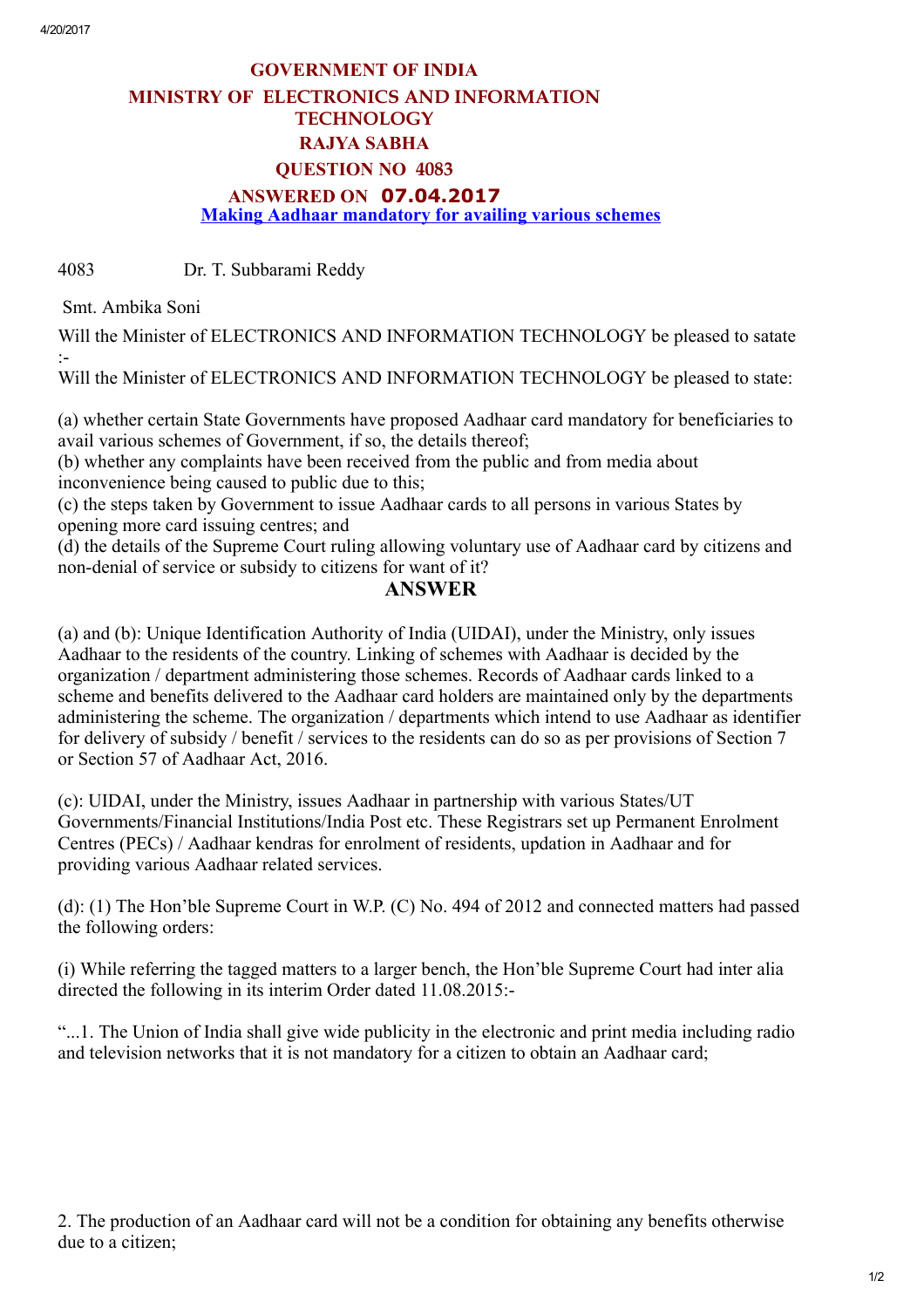**GOVERNMENT OF INDIA**
**MINISTRY OF ELECTRONICS AND INFORMATION TECHNOLOGY**
**RAJYA SABHA**
**QUESTION NO 4083**
**ANSWERED ON 07.04.2017**

**Making Aadhaar mandatory for availing various schemes**

4083 Dr. T. Subbarami Reddy

Smt. Ambika Soni

Will the Minister of ELECTRONICS AND INFORMATION TECHNOLOGY be pleased to satate :-

Will the Minister of ELECTRONICS AND INFORMATION TECHNOLOGY be pleased to state:

(a) whether certain State Governments have proposed Aadhaar card mandatory for beneficiaries to avail various schemes of Government, if so, the details thereof;
(b) whether any complaints have been received from the public and from media about inconvenience being caused to public due to this;
(c) the steps taken by Government to issue Aadhaar cards to all persons in various States by opening more card issuing centres; and
(d) the details of the Supreme Court ruling allowing voluntary use of Aadhaar card by citizens and non-denial of service or subsidy to citizens for want of it?

## ANSWER

(a) and (b): Unique Identification Authority of India (UIDAI), under the Ministry, only issues Aadhaar to the residents of the country. Linking of schemes with Aadhaar is decided by the organization / department administering those schemes. Records of Aadhaar cards linked to a scheme and benefits delivered to the Aadhaar card holders are maintained only by the departments administering the scheme. The organization / departments which intend to use Aadhaar as identifier for delivery of subsidy / benefit / services to the residents can do so as per provisions of Section 7 or Section 57 of Aadhaar Act, 2016.

(c): UIDAI, under the Ministry, issues Aadhaar in partnership with various States/UT Governments/Financial Institutions/India Post etc. These Registrars set up Permanent Enrolment Centres (PECs) / Aadhaar kendras for enrolment of residents, updation in Aadhaar and for providing various Aadhaar related services.

(d): (1) The Hon'ble Supreme Court in W.P. (C) No. 494 of 2012 and connected matters had passed the following orders:

(i) While referring the tagged matters to a larger bench, the Hon'ble Supreme Court had inter alia directed the following in its interim Order dated 11.08.2015:-

"...1. The Union of India shall give wide publicity in the electronic and print media including radio and television networks that it is not mandatory for a citizen to obtain an Aadhaar card;

2. The production of an Aadhaar card will not be a condition for obtaining any benefits otherwise due to a citizen;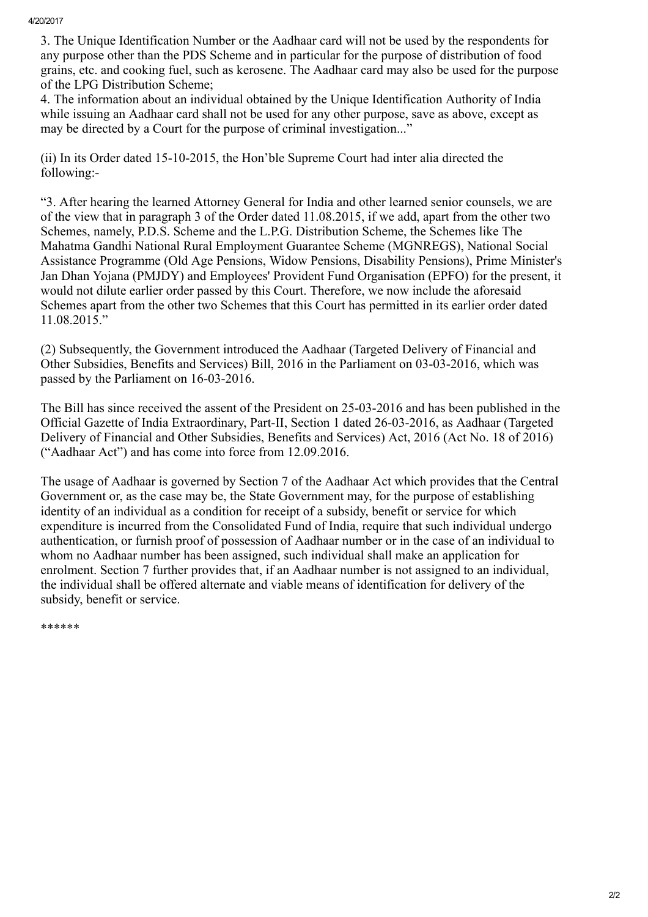3. The Unique Identification Number or the Aadhaar card will not be used by the respondents for any purpose other than the PDS Scheme and in particular for the purpose of distribution of food grains, etc. and cooking fuel, such as kerosene. The Aadhaar card may also be used for the purpose of the LPG Distribution Scheme;
4. The information about an individual obtained by the Unique Identification Authority of India while issuing an Aadhaar card shall not be used for any other purpose, save as above, except as may be directed by a Court for the purpose of criminal investigation..."

(ii) In its Order dated 15-10-2015, the Hon'ble Supreme Court had inter alia directed the following:-

"3. After hearing the learned Attorney General for India and other learned senior counsels, we are of the view that in paragraph 3 of the Order dated 11.08.2015, if we add, apart from the other two Schemes, namely, P.D.S. Scheme and the L.P.G. Distribution Scheme, the Schemes like The Mahatma Gandhi National Rural Employment Guarantee Scheme (MGNREGS), National Social Assistance Programme (Old Age Pensions, Widow Pensions, Disability Pensions), Prime Minister's Jan Dhan Yojana (PMJDY) and Employees' Provident Fund Organisation (EPFO) for the present, it would not dilute earlier order passed by this Court. Therefore, we now include the aforesaid Schemes apart from the other two Schemes that this Court has permitted in its earlier order dated 11.08.2015."

(2) Subsequently, the Government introduced the Aadhaar (Targeted Delivery of Financial and Other Subsidies, Benefits and Services) Bill, 2016 in the Parliament on 03-03-2016, which was passed by the Parliament on 16-03-2016.

The Bill has since received the assent of the President on 25-03-2016 and has been published in the Official Gazette of India Extraordinary, Part-II, Section 1 dated 26-03-2016, as Aadhaar (Targeted Delivery of Financial and Other Subsidies, Benefits and Services) Act, 2016 (Act No. 18 of 2016) ("Aadhaar Act") and has come into force from 12.09.2016.

The usage of Aadhaar is governed by Section 7 of the Aadhaar Act which provides that the Central Government or, as the case may be, the State Government may, for the purpose of establishing identity of an individual as a condition for receipt of a subsidy, benefit or service for which expenditure is incurred from the Consolidated Fund of India, require that such individual undergo authentication, or furnish proof of possession of Aadhaar number or in the case of an individual to whom no Aadhaar number has been assigned, such individual shall make an application for enrolment. Section 7 further provides that, if an Aadhaar number is not assigned to an individual, the individual shall be offered alternate and viable means of identification for delivery of the subsidy, benefit or service.

******